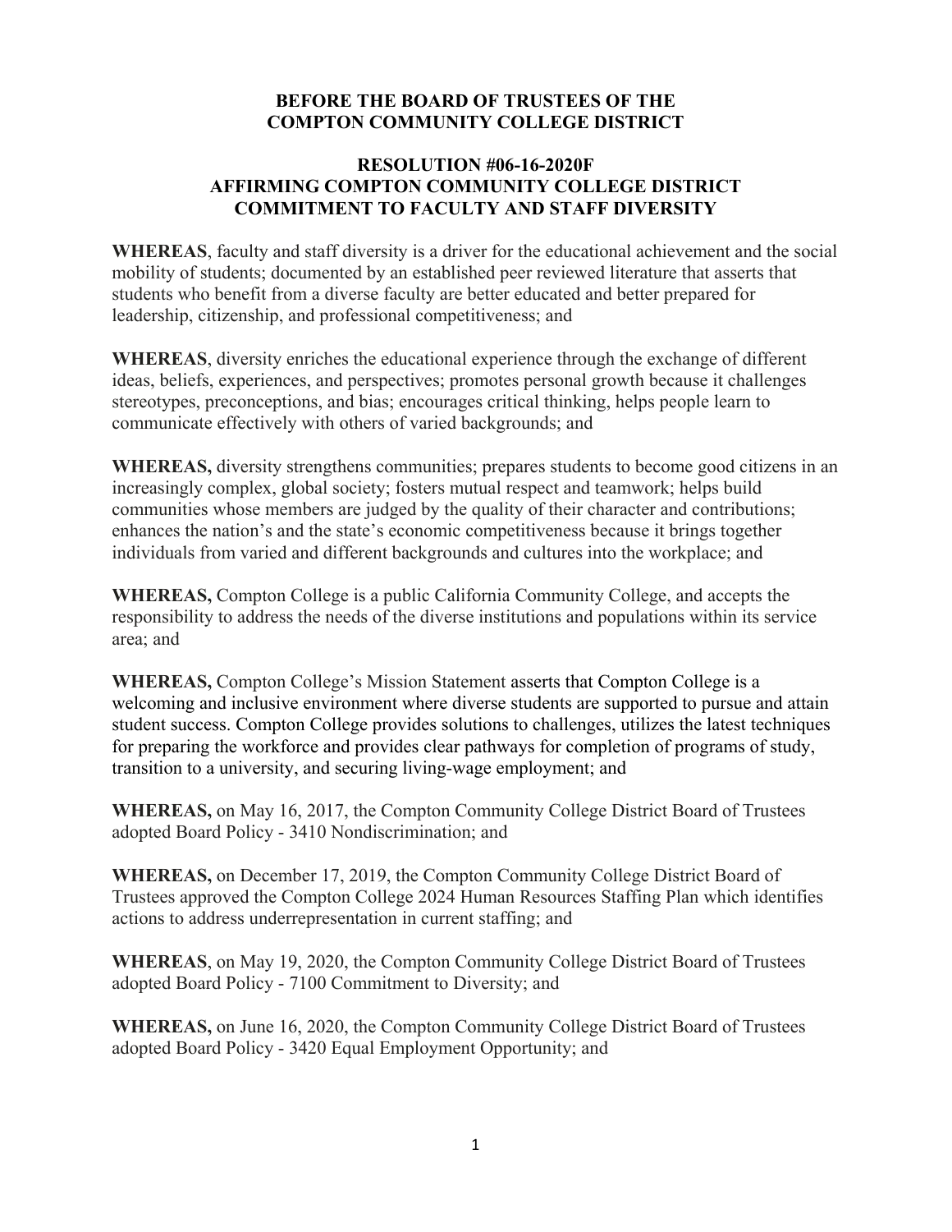**BEFORE THE BOARD OF TRUSTEES OF THE COMPTON COMMUNITY COLLEGE DISTRICT**

**RESOLUTION #06-16-2020F**
**AFFIRMING COMPTON COMMUNITY COLLEGE DISTRICT COMMITMENT TO FACULTY AND STAFF DIVERSITY**

**WHEREAS**, faculty and staff diversity is a driver for the educational achievement and the social mobility of students; documented by an established peer reviewed literature that asserts that students who benefit from a diverse faculty are better educated and better prepared for leadership, citizenship, and professional competitiveness; and

**WHEREAS**, diversity enriches the educational experience through the exchange of different ideas, beliefs, experiences, and perspectives; promotes personal growth because it challenges stereotypes, preconceptions, and bias; encourages critical thinking, helps people learn to communicate effectively with others of varied backgrounds; and

**WHEREAS,** diversity strengthens communities; prepares students to become good citizens in an increasingly complex, global society; fosters mutual respect and teamwork; helps build communities whose members are judged by the quality of their character and contributions; enhances the nation's and the state's economic competitiveness because it brings together individuals from varied and different backgrounds and cultures into the workplace; and

**WHEREAS,** Compton College is a public California Community College, and accepts the responsibility to address the needs of the diverse institutions and populations within its service area; and

**WHEREAS,** Compton College's Mission Statement asserts that Compton College is a welcoming and inclusive environment where diverse students are supported to pursue and attain student success. Compton College provides solutions to challenges, utilizes the latest techniques for preparing the workforce and provides clear pathways for completion of programs of study, transition to a university, and securing living-wage employment; and

**WHEREAS,** on May 16, 2017, the Compton Community College District Board of Trustees adopted Board Policy - 3410 Nondiscrimination; and

**WHEREAS,** on December 17, 2019, the Compton Community College District Board of Trustees approved the Compton College 2024 Human Resources Staffing Plan which identifies actions to address underrepresentation in current staffing; and

**WHEREAS**, on May 19, 2020, the Compton Community College District Board of Trustees adopted Board Policy - 7100 Commitment to Diversity; and

**WHEREAS,** on June 16, 2020, the Compton Community College District Board of Trustees adopted Board Policy - 3420 Equal Employment Opportunity; and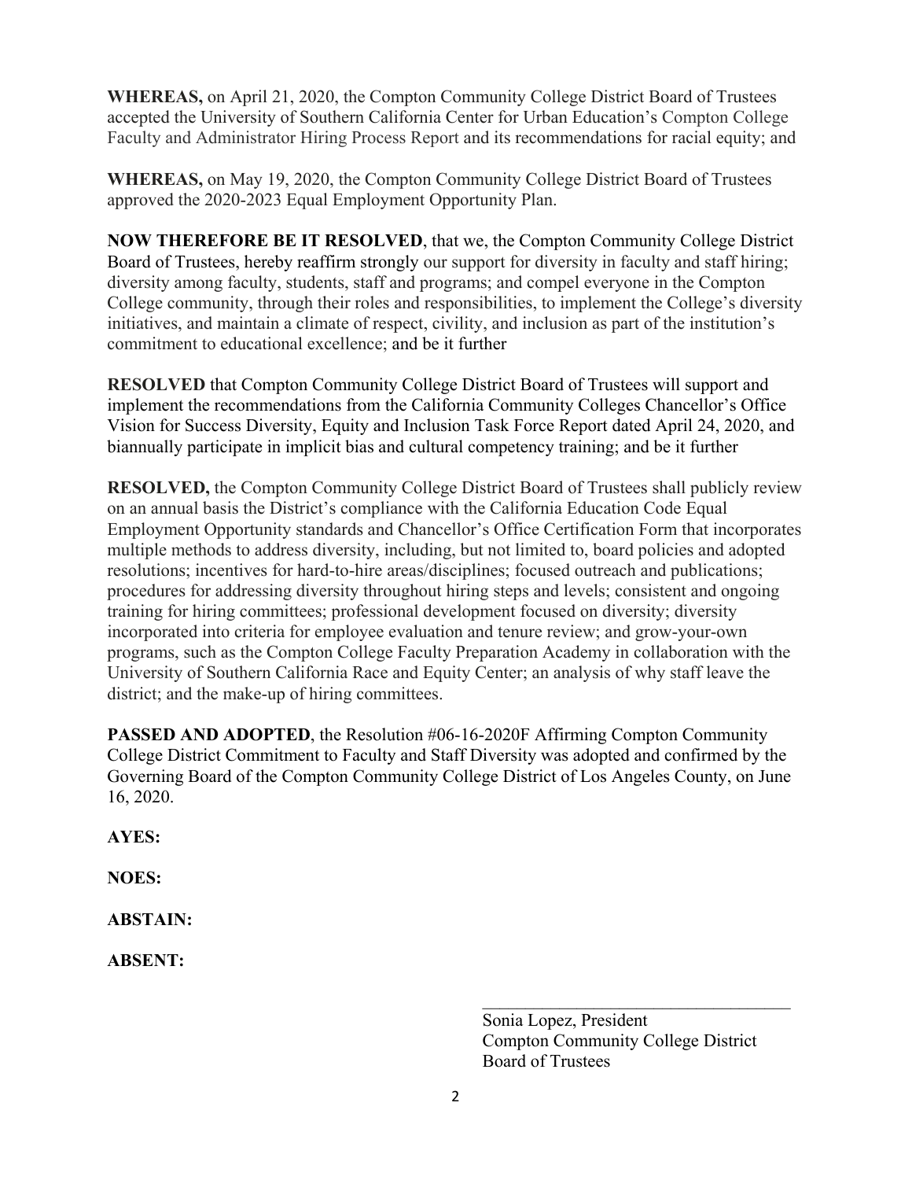**WHEREAS,** on April 21, 2020, the Compton Community College District Board of Trustees accepted the University of Southern California Center for Urban Education's Compton College Faculty and Administrator Hiring Process Report and its recommendations for racial equity; and

**WHEREAS,** on May 19, 2020, the Compton Community College District Board of Trustees approved the 2020-2023 Equal Employment Opportunity Plan.

**NOW THEREFORE BE IT RESOLVED**, that we, the Compton Community College District Board of Trustees, hereby reaffirm strongly our support for diversity in faculty and staff hiring; diversity among faculty, students, staff and programs; and compel everyone in the Compton College community, through their roles and responsibilities, to implement the College's diversity initiatives, and maintain a climate of respect, civility, and inclusion as part of the institution's commitment to educational excellence; and be it further

**RESOLVED** that Compton Community College District Board of Trustees will support and implement the recommendations from the California Community Colleges Chancellor's Office Vision for Success Diversity, Equity and Inclusion Task Force Report dated April 24, 2020, and biannually participate in implicit bias and cultural competency training; and be it further

**RESOLVED,** the Compton Community College District Board of Trustees shall publicly review on an annual basis the District's compliance with the California Education Code Equal Employment Opportunity standards and Chancellor's Office Certification Form that incorporates multiple methods to address diversity, including, but not limited to, board policies and adopted resolutions; incentives for hard-to-hire areas/disciplines; focused outreach and publications; procedures for addressing diversity throughout hiring steps and levels; consistent and ongoing training for hiring committees; professional development focused on diversity; diversity incorporated into criteria for employee evaluation and tenure review; and grow-your-own programs, such as the Compton College Faculty Preparation Academy in collaboration with the University of Southern California Race and Equity Center; an analysis of why staff leave the district; and the make-up of hiring committees.

**PASSED AND ADOPTED**, the Resolution #06-16-2020F Affirming Compton Community College District Commitment to Faculty and Staff Diversity was adopted and confirmed by the Governing Board of the Compton Community College District of Los Angeles County, on June 16, 2020.

**AYES:**

**NOES:**

**ABSTAIN:**

**ABSENT:**

____________________________________

Sonia Lopez, President
Compton Community College District
Board of Trustees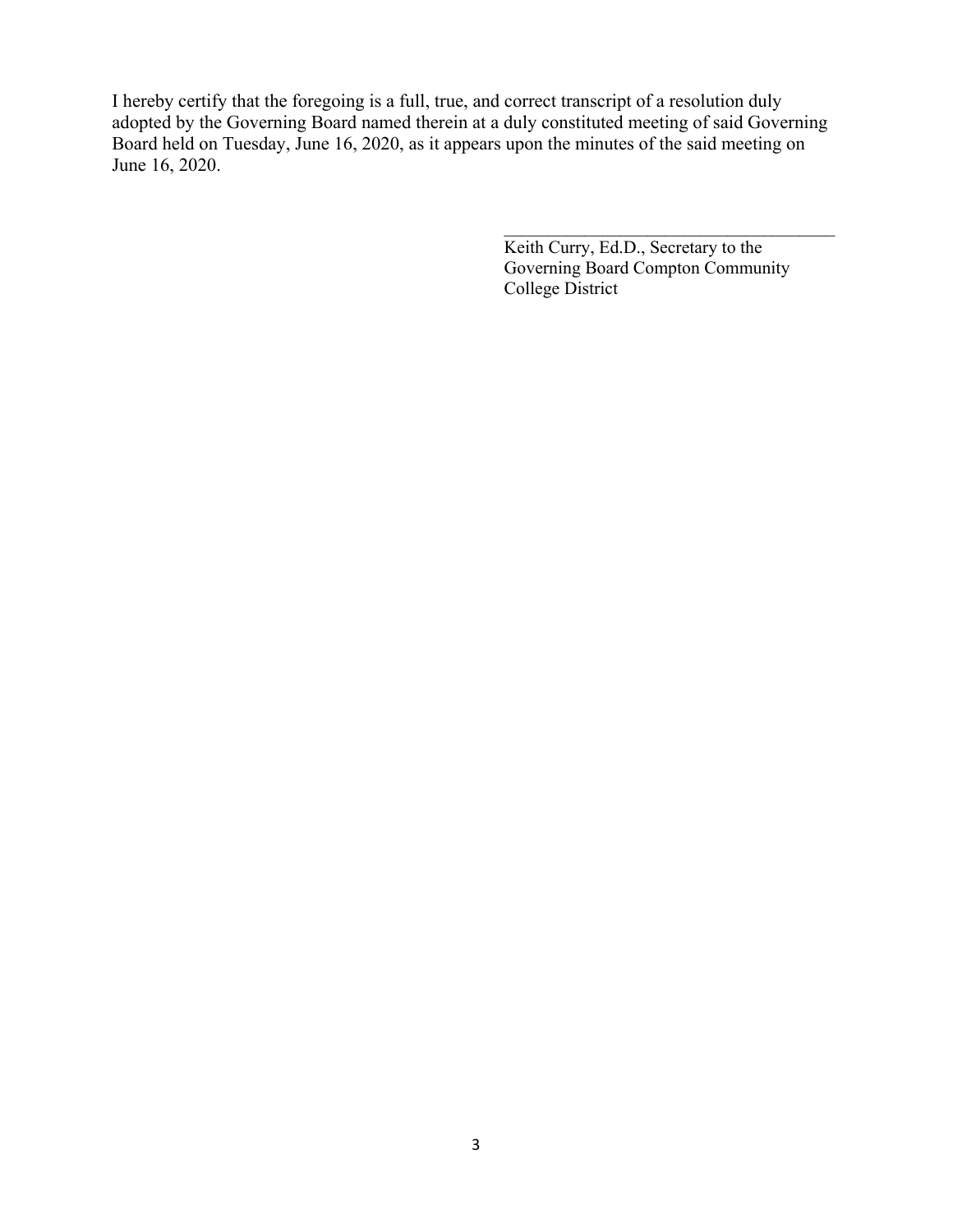I hereby certify that the foregoing is a full, true, and correct transcript of a resolution duly adopted by the Governing Board named therein at a duly constituted meeting of said Governing Board held on Tuesday, June 16, 2020, as it appears upon the minutes of the said meeting on June 16, 2020.

\_\_\_\_\_\_\_\_\_\_\_\_\_\_\_\_\_\_\_\_\_\_\_\_\_\_\_\_\_\_\_\_\_\_\_\_\_\_

Keith Curry, Ed.D., Secretary to the Governing Board Compton Community College District